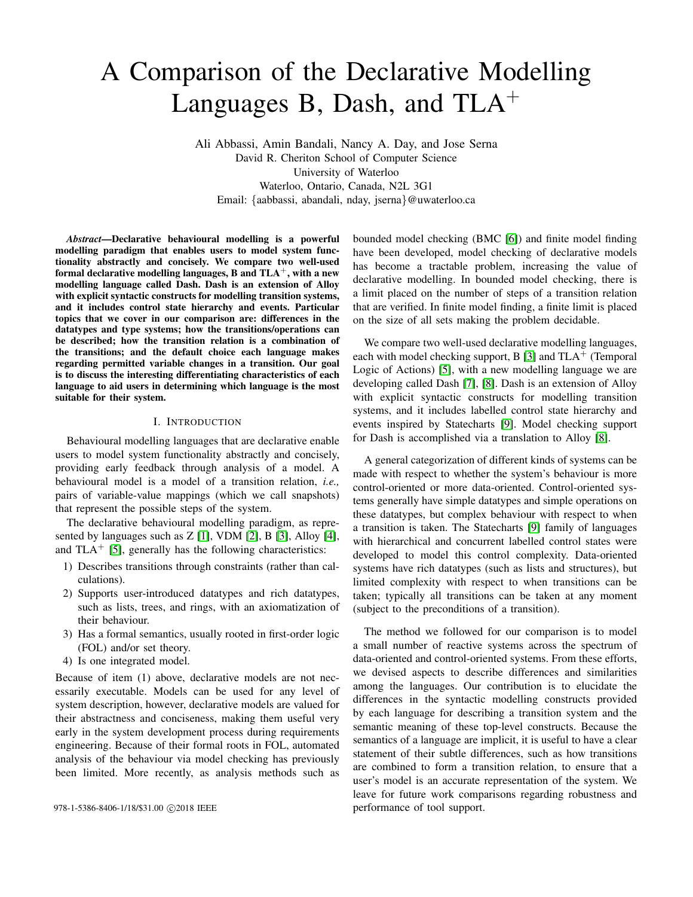# A Comparison of the Declarative Modelling Languages B, Dash, and TLA$^+$

Ali Abbassi, Amin Bandali, Nancy A. Day, and Jose Serna
David R. Cheriton School of Computer Science
University of Waterloo
Waterloo, Ontario, Canada, N2L 3G1
Email: {aabbassi, abandali, nday, jserna}@uwaterloo.ca

***Abstract*—Declarative behavioural modelling is a powerful modelling paradigm that enables users to model system functionality abstractly and concisely. We compare two well-used formal declarative modelling languages, B and TLA$^+$, with a new modelling language called Dash. Dash is an extension of Alloy with explicit syntactic constructs for modelling transition systems, and it includes control state hierarchy and events. Particular topics that we cover in our comparison are: differences in the datatypes and type systems; how the transitions/operations can be described; how the transition relation is a combination of the transitions; and the default choice each language makes regarding permitted variable changes in a transition. Our goal is to discuss the interesting differentiating characteristics of each language to aid users in determining which language is the most suitable for their system.**

## I. Introduction

Behavioural modelling languages that are declarative enable users to model system functionality abstractly and concisely, providing early feedback through analysis of a model. A behavioural model is a model of a transition relation, *i.e.,* pairs of variable-value mappings (which we call snapshots) that represent the possible steps of the system.

The declarative behavioural modelling paradigm, as represented by languages such as Z [1], VDM [2], B [3], Alloy [4], and TLA$^+$ [5], generally has the following characteristics:

1) Describes transitions through constraints (rather than calculations).
2) Supports user-introduced datatypes and rich datatypes, such as lists, trees, and rings, with an axiomatization of their behaviour.
3) Has a formal semantics, usually rooted in first-order logic (FOL) and/or set theory.
4) Is one integrated model.

Because of item (1) above, declarative models are not necessarily executable. Models can be used for any level of system description, however, declarative models are valued for their abstractness and conciseness, making them useful very early in the system development process during requirements engineering. Because of their formal roots in FOL, automated analysis of the behaviour via model checking has previously been limited. More recently, as analysis methods such as bounded model checking (BMC [6]) and finite model finding have been developed, model checking of declarative models has become a tractable problem, increasing the value of declarative modelling. In bounded model checking, there is a limit placed on the number of steps of a transition relation that are verified. In finite model finding, a finite limit is placed on the size of all sets making the problem decidable.

We compare two well-used declarative modelling languages, each with model checking support, B [3] and TLA$^+$ (Temporal Logic of Actions) [5], with a new modelling language we are developing called Dash [7], [8]. Dash is an extension of Alloy with explicit syntactic constructs for modelling transition systems, and it includes labelled control state hierarchy and events inspired by Statecharts [9]. Model checking support for Dash is accomplished via a translation to Alloy [8].

A general categorization of different kinds of systems can be made with respect to whether the system's behaviour is more control-oriented or more data-oriented. Control-oriented systems generally have simple datatypes and simple operations on these datatypes, but complex behaviour with respect to when a transition is taken. The Statecharts [9] family of languages with hierarchical and concurrent labelled control states were developed to model this control complexity. Data-oriented systems have rich datatypes (such as lists and structures), but limited complexity with respect to when transitions can be taken; typically all transitions can be taken at any moment (subject to the preconditions of a transition).

The method we followed for our comparison is to model a small number of reactive systems across the spectrum of data-oriented and control-oriented systems. From these efforts, we devised aspects to describe differences and similarities among the languages. Our contribution is to elucidate the differences in the syntactic modelling constructs provided by each language for describing a transition system and the semantic meaning of these top-level constructs. Because the semantics of a language are implicit, it is useful to have a clear statement of their subtle differences, such as how transitions are combined to form a transition relation, to ensure that a user's model is an accurate representation of the system. We leave for future work comparisons regarding robustness and performance of tool support.

978-1-5386-8406-1/18/$31.00 ©2018 IEEE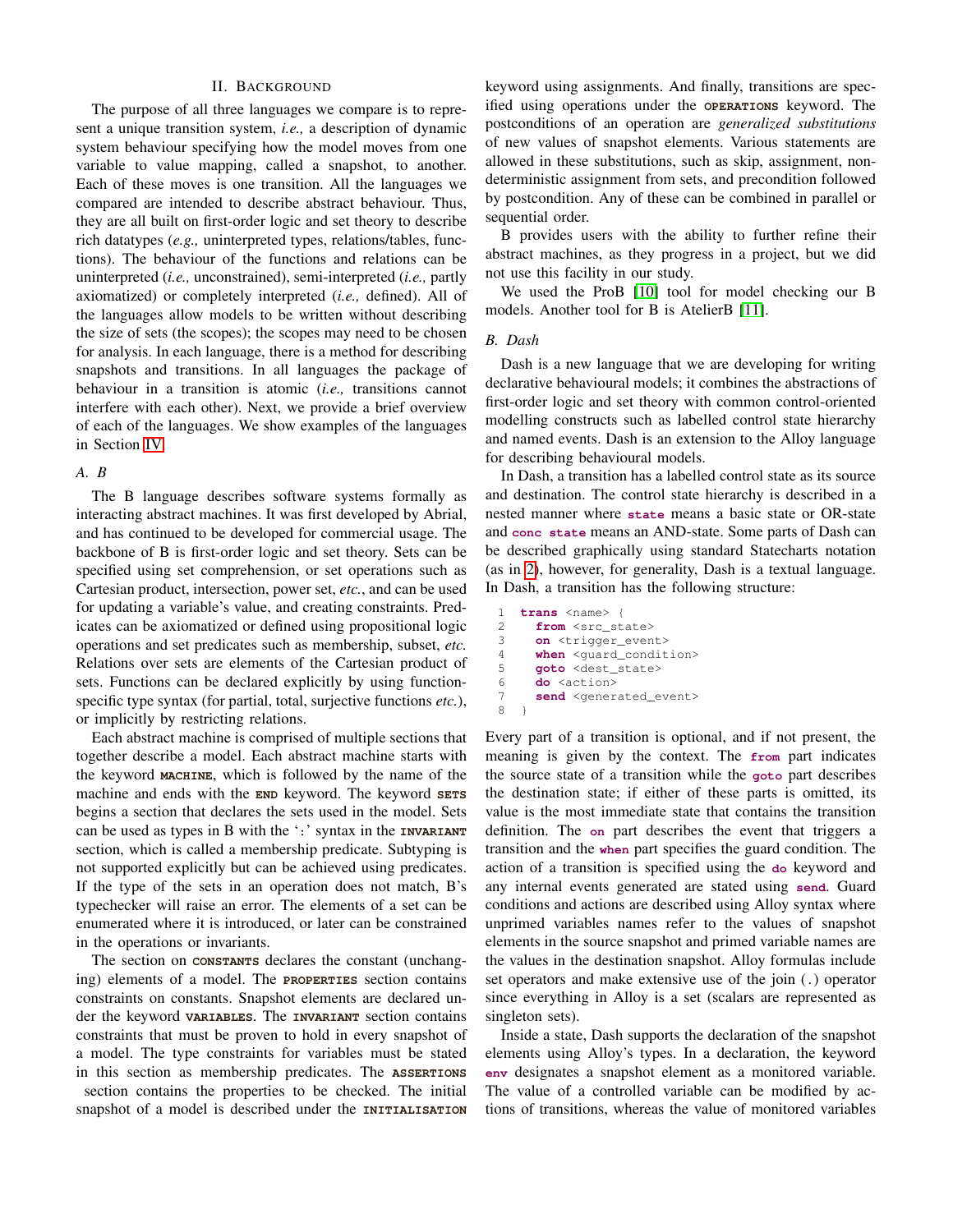## II. Background

The purpose of all three languages we compare is to represent a unique transition system, *i.e.,* a description of dynamic system behaviour specifying how the model moves from one variable to value mapping, called a snapshot, to another. Each of these moves is one transition. All the languages we compared are intended to describe abstract behaviour. Thus, they are all built on first-order logic and set theory to describe rich datatypes (*e.g.,* uninterpreted types, relations/tables, functions). The behaviour of the functions and relations can be uninterpreted (*i.e.,* unconstrained), semi-interpreted (*i.e.,* partly axiomatized) or completely interpreted (*i.e.,* defined). All of the languages allow models to be written without describing the size of sets (the scopes); the scopes may need to be chosen for analysis. In each language, there is a method for describing snapshots and transitions. In all languages the package of behaviour in a transition is atomic (*i.e.,* transitions cannot interfere with each other). Next, we provide a brief overview of each of the languages. We show examples of the languages in Section IV.

### A. B

The B language describes software systems formally as interacting abstract machines. It was first developed by Abrial, and has continued to be developed for commercial usage. The backbone of B is first-order logic and set theory. Sets can be specified using set comprehension, or set operations such as Cartesian product, intersection, power set, *etc.*, and can be used for updating a variable's value, and creating constraints. Predicates can be axiomatized or defined using propositional logic operations and set predicates such as membership, subset, *etc.* Relations over sets are elements of the Cartesian product of sets. Functions can be declared explicitly by using function-specific type syntax (for partial, total, surjective functions *etc.*), or implicitly by restricting relations.

Each abstract machine is comprised of multiple sections that together describe a model. Each abstract machine starts with the keyword **MACHINE**, which is followed by the name of the machine and ends with the **END** keyword. The keyword **SETS** begins a section that declares the sets used in the model. Sets can be used as types in B with the ':' syntax in the **INVARIANT** section, which is called a membership predicate. Subtyping is not supported explicitly but can be achieved using predicates. If the type of the sets in an operation does not match, B's typechecker will raise an error. The elements of a set can be enumerated where it is introduced, or later can be constrained in the operations or invariants.

The section on **CONSTANTS** declares the constant (unchanging) elements of a model. The **PROPERTIES** section contains constraints on constants. Snapshot elements are declared under the keyword **VARIABLES**. The **INVARIANT** section contains constraints that must be proven to hold in every snapshot of a model. The type constraints for variables must be stated in this section as membership predicates. The **ASSERTIONS** section contains the properties to be checked. The initial snapshot of a model is described under the **INITIALISATION** keyword using assignments. And finally, transitions are specified using operations under the **OPERATIONS** keyword. The postconditions of an operation are *generalized substitutions* of new values of snapshot elements. Various statements are allowed in these substitutions, such as skip, assignment, non-deterministic assignment from sets, and precondition followed by postcondition. Any of these can be combined in parallel or sequential order.

B provides users with the ability to further refine their abstract machines, as they progress in a project, but we did not use this facility in our study.

We used the ProB [10] tool for model checking our B models. Another tool for B is AtelierB [11].

### B. Dash

Dash is a new language that we are developing for writing declarative behavioural models; it combines the abstractions of first-order logic and set theory with common control-oriented modelling constructs such as labelled control state hierarchy and named events. Dash is an extension to the Alloy language for describing behavioural models.

In Dash, a transition has a labelled control state as its source and destination. The control state hierarchy is described in a nested manner where **state** means a basic state or OR-state and **conc state** means an AND-state. Some parts of Dash can be described graphically using standard Statecharts notation (as in 2), however, for generality, Dash is a textual language. In Dash, a transition has the following structure:

```
1  trans <name> {
2    from <src_state>
3    on <trigger_event>
4    when <guard_condition>
5    goto <dest_state>
6    do <action>
7    send <generated_event>
8  }
```

Every part of a transition is optional, and if not present, the meaning is given by the context. The **from** part indicates the source state of a transition while the **goto** part describes the destination state; if either of these parts is omitted, its value is the most immediate state that contains the transition definition. The **on** part describes the event that triggers a transition and the **when** part specifies the guard condition. The action of a transition is specified using the **do** keyword and any internal events generated are stated using **send**. Guard conditions and actions are described using Alloy syntax where unprimed variables names refer to the values of snapshot elements in the source snapshot and primed variable names are the values in the destination snapshot. Alloy formulas include set operators and make extensive use of the join (.) operator since everything in Alloy is a set (scalars are represented as singleton sets).

Inside a state, Dash supports the declaration of the snapshot elements using Alloy's types. In a declaration, the keyword **env** designates a snapshot element as a monitored variable. The value of a controlled variable can be modified by actions of transitions, whereas the value of monitored variables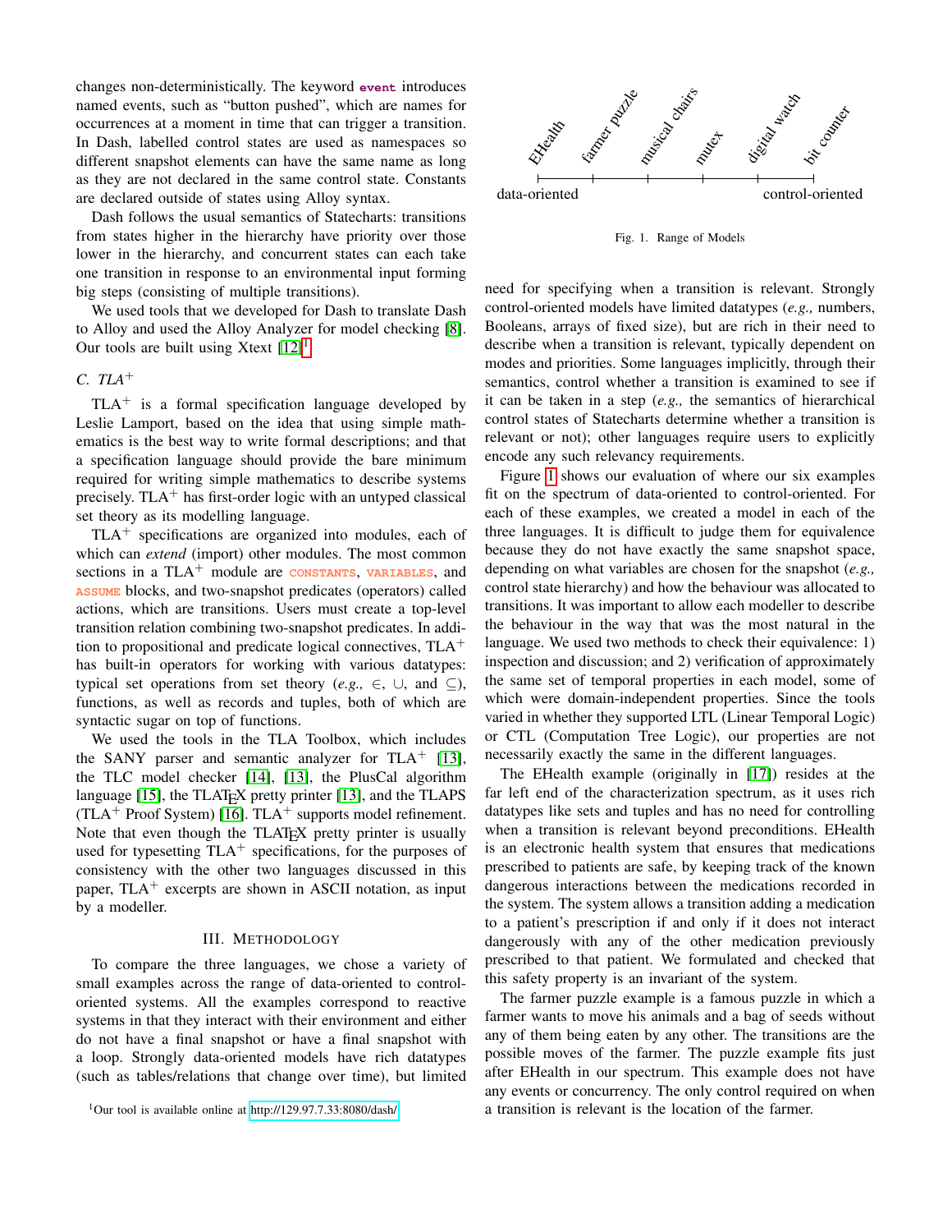changes non-deterministically. The keyword **event** introduces named events, such as "button pushed", which are names for occurrences at a moment in time that can trigger a transition. In Dash, labelled control states are used as namespaces so different snapshot elements can have the same name as long as they are not declared in the same control state. Constants are declared outside of states using Alloy syntax.

Dash follows the usual semantics of Statecharts: transitions from states higher in the hierarchy have priority over those lower in the hierarchy, and concurrent states can each take one transition in response to an environmental input forming big steps (consisting of multiple transitions).

We used tools that we developed for Dash to translate Dash to Alloy and used the Alloy Analyzer for model checking [8]. Our tools are built using Xtext [12][1].

### C. TLA+

TLA+ is a formal specification language developed by Leslie Lamport, based on the idea that using simple mathematics is the best way to write formal descriptions; and that a specification language should provide the bare minimum required for writing simple mathematics to describe systems precisely. TLA+ has first-order logic with an untyped classical set theory as its modelling language.

TLA+ specifications are organized into modules, each of which can *extend* (import) other modules. The most common sections in a TLA+ module are CONSTANTS, VARIABLES, and ASSUME blocks, and two-snapshot predicates (operators) called actions, which are transitions. Users must create a top-level transition relation combining two-snapshot predicates. In addition to propositional and predicate logical connectives, TLA+ has built-in operators for working with various datatypes: typical set operations from set theory (*e.g.,* $\in$, $\cup$, and $\subseteq$), functions, as well as records and tuples, both of which are syntactic sugar on top of functions.

We used the tools in the TLA Toolbox, which includes the SANY parser and semantic analyzer for TLA+ [13], the TLC model checker [14], [13], the PlusCal algorithm language [15], the TLATeX pretty printer [13], and the TLAPS (TLA+ Proof System) [16]. TLA+ supports model refinement. Note that even though the TLATeX pretty printer is usually used for typesetting TLA+ specifications, for the purposes of consistency with the other two languages discussed in this paper, TLA+ excerpts are shown in ASCII notation, as input by a modeller.

## III. Methodology

To compare the three languages, we chose a variety of small examples across the range of data-oriented to control-oriented systems. All the examples correspond to reactive systems in that they interact with their environment and either do not have a final snapshot or have a final snapshot with a loop. Strongly data-oriented models have rich datatypes (such as tables/relations that change over time), but limited need for specifying when a transition is relevant. Strongly control-oriented models have limited datatypes (*e.g.,* numbers, Booleans, arrays of fixed size), but are rich in their need to describe when a transition is relevant, typically dependent on modes and priorities. Some languages implicitly, through their semantics, control whether a transition is examined to see if it can be taken in a step (*e.g.,* the semantics of hierarchical control states of Statecharts determine whether a transition is relevant or not); other languages require users to explicitly encode any such relevancy requirements.

EHealth — farmer puzzle — musical chairs — mutex — digital watch — bit counter

data-oriented ⟷ control-oriented

Fig. 1. Range of Models

Figure 1 shows our evaluation of where our six examples fit on the spectrum of data-oriented to control-oriented. For each of these examples, we created a model in each of the three languages. It is difficult to judge them for equivalence because they do not have exactly the same snapshot space, depending on what variables are chosen for the snapshot (*e.g.,* control state hierarchy) and how the behaviour was allocated to transitions. It was important to allow each modeller to describe the behaviour in the way that was the most natural in the language. We used two methods to check their equivalence: 1) inspection and discussion; and 2) verification of approximately the same set of temporal properties in each model, some of which were domain-independent properties. Since the tools varied in whether they supported LTL (Linear Temporal Logic) or CTL (Computation Tree Logic), our properties are not necessarily exactly the same in the different languages.

The EHealth example (originally in [17]) resides at the far left end of the characterization spectrum, as it uses rich datatypes like sets and tuples and has no need for controlling when a transition is relevant beyond preconditions. EHealth is an electronic health system that ensures that medications prescribed to patients are safe, by keeping track of the known dangerous interactions between the medications recorded in the system. The system allows a transition adding a medication to a patient's prescription if and only if it does not interact dangerously with any of the other medication previously prescribed to that patient. We formulated and checked that this safety property is an invariant of the system.

The farmer puzzle example is a famous puzzle in which a farmer wants to move his animals and a bag of seeds without any of them being eaten by any other. The transitions are the possible moves of the farmer. The puzzle example fits just after EHealth in our spectrum. This example does not have any events or concurrency. The only control required on when a transition is relevant is the location of the farmer.

[1]Our tool is available online at http://129.97.7.33:8080/dash/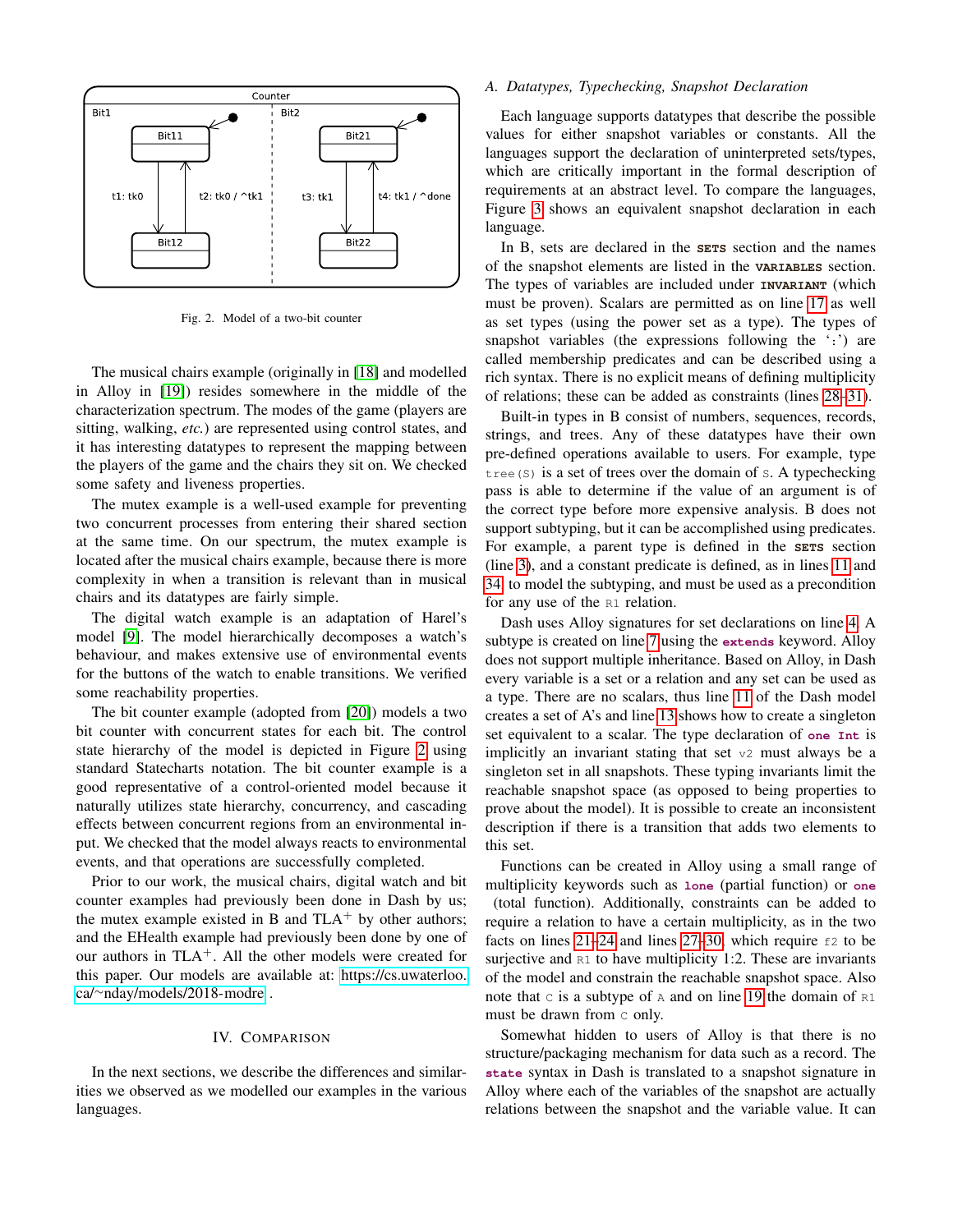Fig. 2. Model of a two-bit counter

The musical chairs example (originally in [18] and modelled in Alloy in [19]) resides somewhere in the middle of the characterization spectrum. The modes of the game (players are sitting, walking, *etc.*) are represented using control states, and it has interesting datatypes to represent the mapping between the players of the game and the chairs they sit on. We checked some safety and liveness properties.

The mutex example is a well-used example for preventing two concurrent processes from entering their shared section at the same time. On our spectrum, the mutex example is located after the musical chairs example, because there is more complexity in when a transition is relevant than in musical chairs and its datatypes are fairly simple.

The digital watch example is an adaptation of Harel's model [9]. The model hierarchically decomposes a watch's behaviour, and makes extensive use of environmental events for the buttons of the watch to enable transitions. We verified some reachability properties.

The bit counter example (adopted from [20]) models a two bit counter with concurrent states for each bit. The control state hierarchy of the model is depicted in Figure 2 using standard Statecharts notation. The bit counter example is a good representative of a control-oriented model because it naturally utilizes state hierarchy, concurrency, and cascading effects between concurrent regions from an environmental input. We checked that the model always reacts to environmental events, and that operations are successfully completed.

Prior to our work, the musical chairs, digital watch and bit counter examples had previously been done in Dash by us; the mutex example existed in B and TLA$^+$ by other authors; and the EHealth example had previously been done by one of our authors in TLA$^+$. All the other models were created for this paper. Our models are available at: https://cs.uwaterloo.ca/~nday/models/2018-modre .

## IV. Comparison

In the next sections, we describe the differences and similarities we observed as we modelled our examples in the various languages.

### A. Datatypes, Typechecking, Snapshot Declaration

Each language supports datatypes that describe the possible values for either snapshot variables or constants. All the languages support the declaration of uninterpreted sets/types, which are critically important in the formal description of requirements at an abstract level. To compare the languages, Figure 3 shows an equivalent snapshot declaration in each language.

In B, sets are declared in the **SETS** section and the names of the snapshot elements are listed in the **VARIABLES** section. The types of variables are included under **INVARIANT** (which must be proven). Scalars are permitted as on line 17 as well as set types (using the power set as a type). The types of snapshot variables (the expressions following the ':') are called membership predicates and can be described using a rich syntax. There is no explicit means of defining multiplicity of relations; these can be added as constraints (lines 28–31).

Built-in types in B consist of numbers, sequences, records, strings, and trees. Any of these datatypes have their own pre-defined operations available to users. For example, type `tree(S)` is a set of trees over the domain of `S`. A typechecking pass is able to determine if the value of an argument is of the correct type before more expensive analysis. B does not support subtyping, but it can be accomplished using predicates. For example, a parent type is defined in the **SETS** section (line 3), and a constant predicate is defined, as in lines 11 and 34, to model the subtyping, and must be used as a precondition for any use of the `R1` relation.

Dash uses Alloy signatures for set declarations on line 4. A subtype is created on line 7 using the **extends** keyword. Alloy does not support multiple inheritance. Based on Alloy, in Dash every variable is a set or a relation and any set can be used as a type. There are no scalars, thus line 11 of the Dash model creates a set of A's and line 13 shows how to create a singleton set equivalent to a scalar. The type declaration of **one Int** is implicitly an invariant stating that set `v2` must always be a singleton set in all snapshots. These typing invariants limit the reachable snapshot space (as opposed to being properties to prove about the model). It is possible to create an inconsistent description if there is a transition that adds two elements to this set.

Functions can be created in Alloy using a small range of multiplicity keywords such as **lone** (partial function) or **one** (total function). Additionally, constraints can be added to require a relation to have a certain multiplicity, as in the two facts on lines 21–24 and lines 27–30, which require `f2` to be surjective and `R1` to have multiplicity 1:2. These are invariants of the model and constrain the reachable snapshot space. Also note that `C` is a subtype of `A` and on line 19 the domain of `R1` must be drawn from `C` only.

Somewhat hidden to users of Alloy is that there is no structure/packaging mechanism for data such as a record. The **state** syntax in Dash is translated to a snapshot signature in Alloy where each of the variables of the snapshot are actually relations between the snapshot and the variable value. It can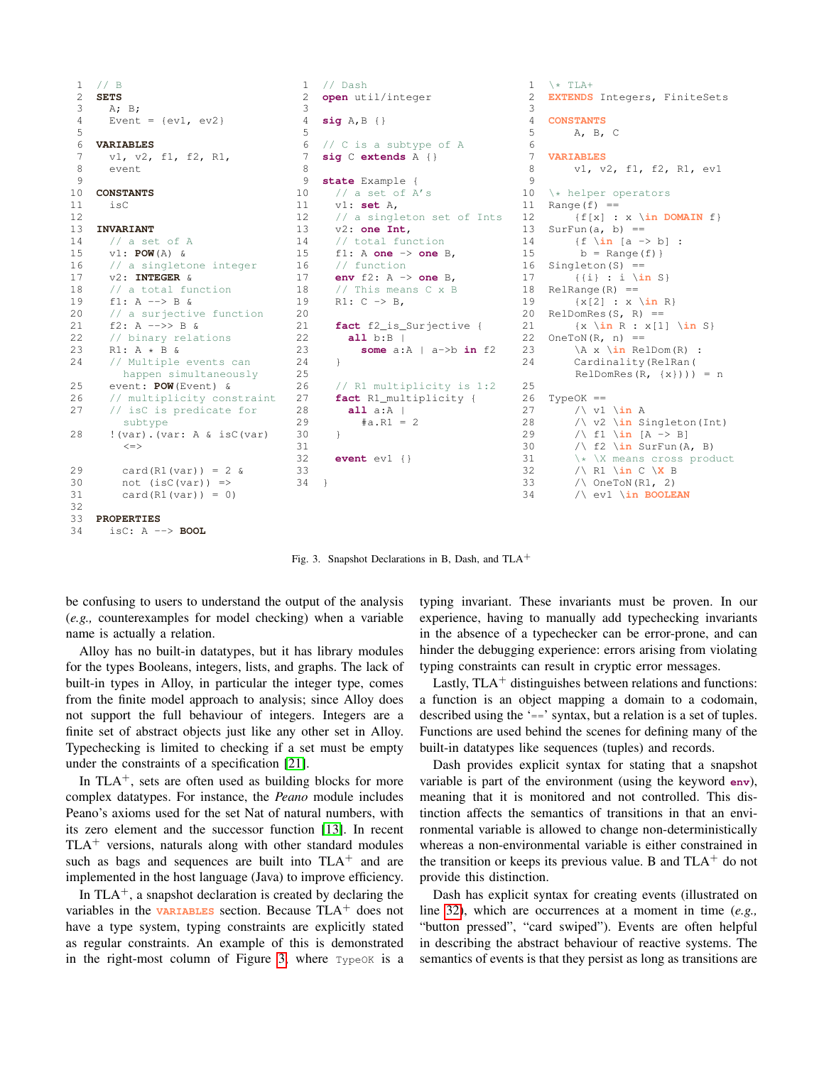```
1  // B
2  SETS
3    A; B;
4    Event = {ev1, ev2}
5
6  VARIABLES
7    v1, v2, f1, f2, R1,
8    event
9
10 CONSTANTS
11   isC
12
13 INVARIANT
14   // a set of A
15   v1: POW(A) &
16   // a singletone integer
17   v2: INTEGER &
18   // a total function
19   f1: A --> B &
20   // a surjective function
21   f2: A -->> B &
22   // binary relations
23   R1: A * B &
24   // Multiple events can
       happen simultaneously
25   event: POW(Event) &
26   // multiplicity constraint
27   // isC is predicate for
       subtype
28   !(var).(var: A & isC(var)
       <=>

29     card(R1(var)) = 2 &
30     not (isC(var)) =>
31     card(R1(var)) = 0)
32
33 PROPERTIES
34   isC: A --> BOOL
```

```
1  // Dash
2  open util/integer
3
4  sig A,B {}
5
6  // C is a subtype of A
7  sig C extends A {}
8
9  state Example {
10   // a set of A's
11   v1: set A,
12   // a singleton set of Ints
13   v2: one Int,
14   // a total function
15   f1: A one -> one B,
16   // function
17   env f2: A -> one B,
18   // This means C x B
19   R1: C -> B,
20
21   fact f2_is_Surjective {
22     all b:B |
23       some a:A | a->b in f2
24   }
25
26   // R1 multiplicity is 1:2
27   fact R1_multiplicity {
28     all a:A |
29       #a.R1 = 2
30   }
31
32   event ev1 {}
33
34 }
```

```
1  \* TLA+
2  EXTENDS Integers, FiniteSets
3
4  CONSTANTS
5      A, B, C
6
7  VARIABLES
8      v1, v2, f1, f2, R1, ev1
9
10 \* helper operators
11 Range(f) ==
12     {f[x] : x \in DOMAIN f}
13 SurFun(a, b) ==
14     {f \in [a -> b] :
15      b = Range(f)}
16 Singleton(S) ==
17     {{i} : i \in S}
18 RelRange(R) ==
19     {x[2] : x \in R}
20 RelDomRes(S, R) ==
21     {x \in R : x[1] \in S}
22 OneToN(R, n) ==
23     \A x \in RelDom(R) :
24     Cardinality(RelRan(
       RelDomRes(R, {x}))) = n
25
26 TypeOK ==
27     /\ v1 \in A
28     /\ v2 \in Singleton(Int)
29     /\ f1 \in [A -> B]
30     /\ f2 \in SurFun(A, B)
31     \* \X means cross product
32     /\ R1 \in C \X B
33     /\ OneToN(R1, 2)
34     /\ ev1 \in BOOLEAN
```

Fig. 3. Snapshot Declarations in B, Dash, and TLA$^+$

be confusing to users to understand the output of the analysis (*e.g.,* counterexamples for model checking) when a variable name is actually a relation.

Alloy has no built-in datatypes, but it has library modules for the types Booleans, integers, lists, and graphs. The lack of built-in types in Alloy, in particular the integer type, comes from the finite model approach to analysis; since Alloy does not support the full behaviour of integers. Integers are a finite set of abstract objects just like any other set in Alloy. Typechecking is limited to checking if a set must be empty under the constraints of a specification [21].

In TLA$^+$, sets are often used as building blocks for more complex datatypes. For instance, the *Peano* module includes Peano's axioms used for the set Nat of natural numbers, with its zero element and the successor function [13]. In recent TLA$^+$ versions, naturals along with other standard modules such as bags and sequences are built into TLA$^+$ and are implemented in the host language (Java) to improve efficiency.

In TLA$^+$, a snapshot declaration is created by declaring the variables in the `VARIABLES` section. Because TLA$^+$ does not have a type system, typing constraints are explicitly stated as regular constraints. An example of this is demonstrated in the right-most column of Figure 3 where `TypeOK` is a typing invariant. These invariants must be proven. In our experience, having to manually add typechecking invariants in the absence of a typechecker can be error-prone, and can hinder the debugging experience: errors arising from violating typing constraints can result in cryptic error messages.

Lastly, TLA$^+$ distinguishes between relations and functions: a function is an object mapping a domain to a codomain, described using the '`==`' syntax, but a relation is a set of tuples. Functions are used behind the scenes for defining many of the built-in datatypes like sequences (tuples) and records.

Dash provides explicit syntax for stating that a snapshot variable is part of the environment (using the keyword **`env`**), meaning that it is monitored and not controlled. This distinction affects the semantics of transitions in that an environmental variable is allowed to change non-deterministically whereas a non-environmental variable is either constrained in the transition or keeps its previous value. B and TLA$^+$ do not provide this distinction.

Dash has explicit syntax for creating events (illustrated on line 32), which are occurrences at a moment in time (*e.g.,* "button pressed", "card swiped"). Events are often helpful in describing the abstract behaviour of reactive systems. The semantics of events is that they persist as long as transitions are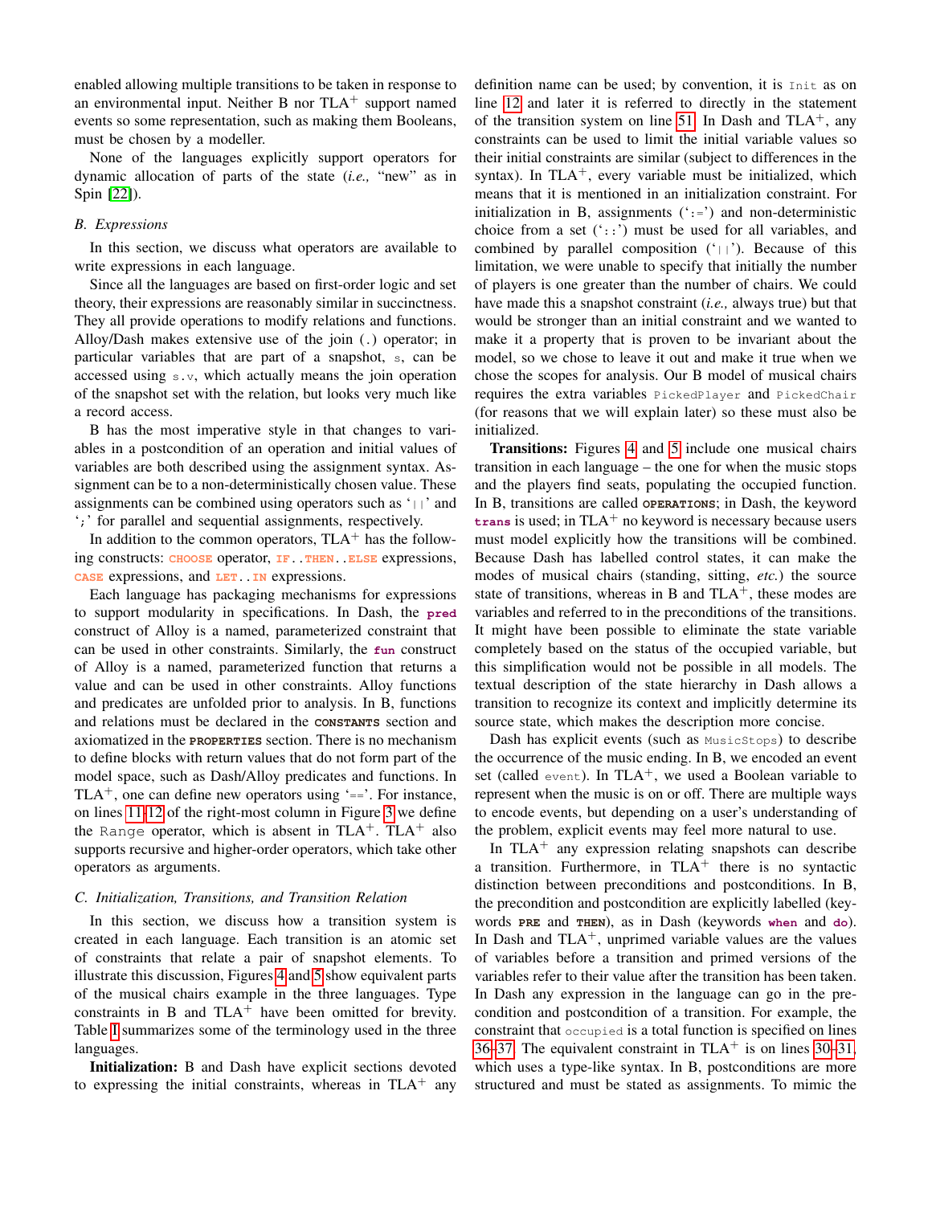enabled allowing multiple transitions to be taken in response to an environmental input. Neither B nor TLA$^+$ support named events so some representation, such as making them Booleans, must be chosen by a modeller.

None of the languages explicitly support operators for dynamic allocation of parts of the state (*i.e.,* "new" as in Spin [22]).

### B. Expressions

In this section, we discuss what operators are available to write expressions in each language.

Since all the languages are based on first-order logic and set theory, their expressions are reasonably similar in succinctness. They all provide operations to modify relations and functions. Alloy/Dash makes extensive use of the join (.) operator; in particular variables that are part of a snapshot, `s`, can be accessed using `s.v`, which actually means the join operation of the snapshot set with the relation, but looks very much like a record access.

B has the most imperative style in that changes to variables in a postcondition of an operation and initial values of variables are both described using the assignment syntax. Assignment can be to a non-deterministically chosen value. These assignments can be combined using operators such as '`||`' and '`;`' for parallel and sequential assignments, respectively.

In addition to the common operators, TLA$^+$ has the following constructs: `CHOOSE` operator, `IF..THEN..ELSE` expressions, `CASE` expressions, and `LET..IN` expressions.

Each language has packaging mechanisms for expressions to support modularity in specifications. In Dash, the **`pred`** construct of Alloy is a named, parameterized constraint that can be used in other constraints. Similarly, the **`fun`** construct of Alloy is a named, parameterized function that returns a value and can be used in other constraints. Alloy functions and predicates are unfolded prior to analysis. In B, functions and relations must be declared in the **`CONSTANTS`** section and axiomatized in the **`PROPERTIES`** section. There is no mechanism to define blocks with return values that do not form part of the model space, such as Dash/Alloy predicates and functions. In TLA$^+$, one can define new operators using '`==`'. For instance, on lines 11-12 of the right-most column in Figure 3 we define the `Range` operator, which is absent in TLA$^+$. TLA$^+$ also supports recursive and higher-order operators, which take other operators as arguments.

### C. Initialization, Transitions, and Transition Relation

In this section, we discuss how a transition system is created in each language. Each transition is an atomic set of constraints that relate a pair of snapshot elements. To illustrate this discussion, Figures 4 and 5 show equivalent parts of the musical chairs example in the three languages. Type constraints in B and TLA$^+$ have been omitted for brevity. Table I summarizes some of the terminology used in the three languages.

**Initialization:** B and Dash have explicit sections devoted to expressing the initial constraints, whereas in TLA$^+$ any definition name can be used; by convention, it is `Init` as on line 12 and later it is referred to directly in the statement of the transition system on line 51. In Dash and TLA$^+$, any constraints can be used to limit the initial variable values so their initial constraints are similar (subject to differences in the syntax). In TLA$^+$, every variable must be initialized, which means that it is mentioned in an initialization constraint. For initialization in B, assignments ('`:=`') and non-deterministic choice from a set ('`::`') must be used for all variables, and combined by parallel composition ('`||`'). Because of this limitation, we were unable to specify that initially the number of players is one greater than the number of chairs. We could have made this a snapshot constraint (*i.e.,* always true) but that would be stronger than an initial constraint and we wanted to make it a property that is proven to be invariant about the model, so we chose to leave it out and make it true when we chose the scopes for analysis. Our B model of musical chairs requires the extra variables `PickedPlayer` and `PickedChair` (for reasons that we will explain later) so these must also be initialized.

**Transitions:** Figures 4 and 5 include one musical chairs transition in each language – the one for when the music stops and the players find seats, populating the occupied function. In B, transitions are called **`OPERATIONS`**; in Dash, the keyword **`trans`** is used; in TLA$^+$ no keyword is necessary because users must model explicitly how the transitions will be combined. Because Dash has labelled control states, it can make the modes of musical chairs (standing, sitting, *etc.*) the source state of transitions, whereas in B and TLA$^+$, these modes are variables and referred to in the preconditions of the transitions. It might have been possible to eliminate the state variable completely based on the status of the occupied variable, but this simplification would not be possible in all models. The textual description of the state hierarchy in Dash allows a transition to recognize its context and implicitly determine its source state, which makes the description more concise.

Dash has explicit events (such as `MusicStops`) to describe the occurrence of the music ending. In B, we encoded an event set (called `event`). In TLA$^+$, we used a Boolean variable to represent when the music is on or off. There are multiple ways to encode events, but depending on a user's understanding of the problem, explicit events may feel more natural to use.

In TLA$^+$ any expression relating snapshots can describe a transition. Furthermore, in TLA$^+$ there is no syntactic distinction between preconditions and postconditions. In B, the precondition and postcondition are explicitly labelled (keywords **`PRE`** and **`THEN`**), as in Dash (keywords **`when`** and **`do`**). In Dash and TLA$^+$, unprimed variable values are the values of variables before a transition and primed versions of the variables refer to their value after the transition has been taken. In Dash any expression in the language can go in the precondition and postcondition of a transition. For example, the constraint that `occupied` is a total function is specified on lines 36–37. The equivalent constraint in TLA$^+$ is on lines 30–31, which uses a type-like syntax. In B, postconditions are more structured and must be stated as assignments. To mimic the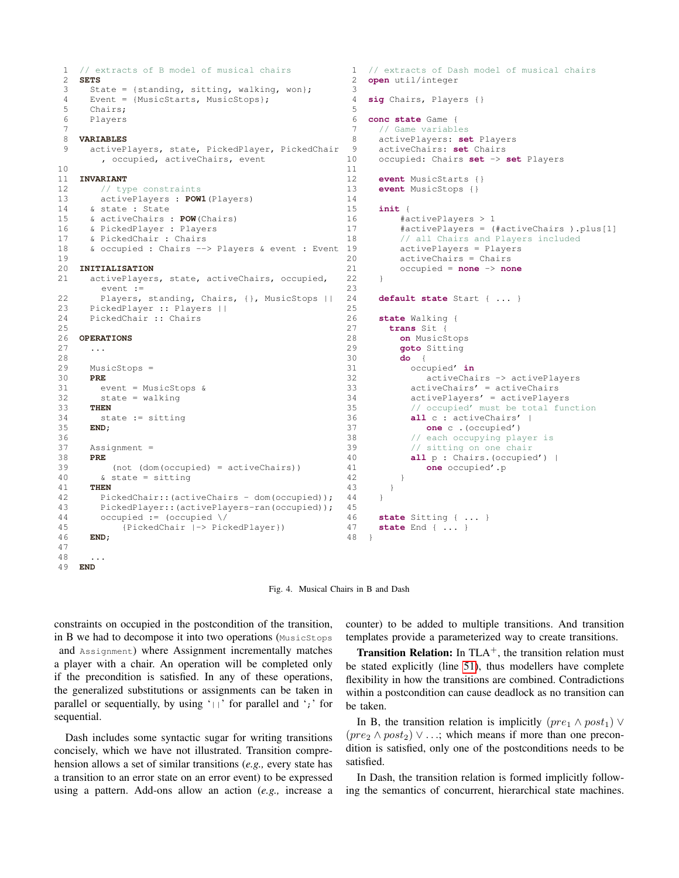```
1  // extracts of B model of musical chairs
2  SETS
3    State = {standing, sitting, walking, won};
4    Event = {MusicStarts, MusicStops};
5    Chairs;
6    Players
7
8  VARIABLES
9    activePlayers, state, PickedPlayer, PickedChair
       , occupied, activeChairs, event
10
11 INVARIANT
12     // type constraints
13     activePlayers : POW1(Players)
14   & state : State
15   & activeChairs : POW(Chairs)
16   & PickedPlayer : Players
17   & PickedChair : Chairs
18   & occupied : Chairs --> Players & event : Event
19
20 INITIALISATION
21   activePlayers, state, activeChairs, occupied,
       event :=
22     Players, standing, Chairs, {}, MusicStops ||
23   PickedPlayer :: Players ||
24   PickedChair :: Chairs
25
26 OPERATIONS
27   ...
28
29   MusicStops =
30   PRE
31     event = MusicStops &
32     state = walking
33   THEN
34     state := sitting
35   END;
36
37   Assignment =
38   PRE
39       (not (dom(occupied) = activeChairs))
40     & state = sitting
41   THEN
42     PickedChair::(activeChairs - dom(occupied));
43     PickedPlayer::(activePlayers-ran(occupied));
44     occupied := (occupied \/
45         {PickedChair |-> PickedPlayer})
46   END;
47
48   ...
49 END
```

```
1  // extracts of Dash model of musical chairs
2  open util/integer
3
4  sig Chairs, Players {}
5
6  conc state Game {
7    // Game variables
8    activePlayers: set Players
9    activeChairs: set Chairs
10   occupied: Chairs set -> set Players
11
12   event MusicStarts {}
13   event MusicStops {}
14
15   init {
16       #activePlayers > 1
17       #activePlayers = (#activeChairs ).plus[1]
18       // all Chairs and Players included
19       activePlayers = Players
20       activeChairs = Chairs
21       occupied = none -> none
22   }
23
24   default state Start { ... }
25
26   state Walking {
27     trans Sit {
28       on MusicStops
29       goto Sitting
30       do  {
31         occupied' in
32            activeChairs -> activePlayers
33         activeChairs' = activeChairs
34         activePlayers' = activePlayers
35         // occupied' must be total function
36         all c : activeChairs' |
37            one c .(occupied')
38         // each occupying player is
39         // sitting on one chair
40         all p : Chairs.(occupied') |
41            one occupied'.p
42       }
43     }
44   }
45
46   state Sitting { ... }
47   state End { ... }
48 }
```

Fig. 4. Musical Chairs in B and Dash

constraints on occupied in the postcondition of the transition, in B we had to decompose it into two operations (`MusicStops` and `Assignment`) where Assignment incrementally matches a player with a chair. An operation will be completed only if the precondition is satisfied. In any of these operations, the generalized substitutions or assignments can be taken in parallel or sequentially, by using '`||`' for parallel and '`;`' for sequential.

Dash includes some syntactic sugar for writing transitions concisely, which we have not illustrated. Transition comprehension allows a set of similar transitions (*e.g.,* every state has a transition to an error state on an error event) to be expressed using a pattern. Add-ons allow an action (*e.g.,* increase a counter) to be added to multiple transitions. And transition templates provide a parameterized way to create transitions.

**Transition Relation:** In TLA$^+$, the transition relation must be stated explicitly (line 51), thus modellers have complete flexibility in how the transitions are combined. Contradictions within a postcondition can cause deadlock as no transition can be taken.

In B, the transition relation is implicitly $(pre_1 \wedge post_1) \vee (pre_2 \wedge post_2) \vee \ldots$; which means if more than one precondition is satisfied, only one of the postconditions needs to be satisfied.

In Dash, the transition relation is formed implicitly following the semantics of concurrent, hierarchical state machines.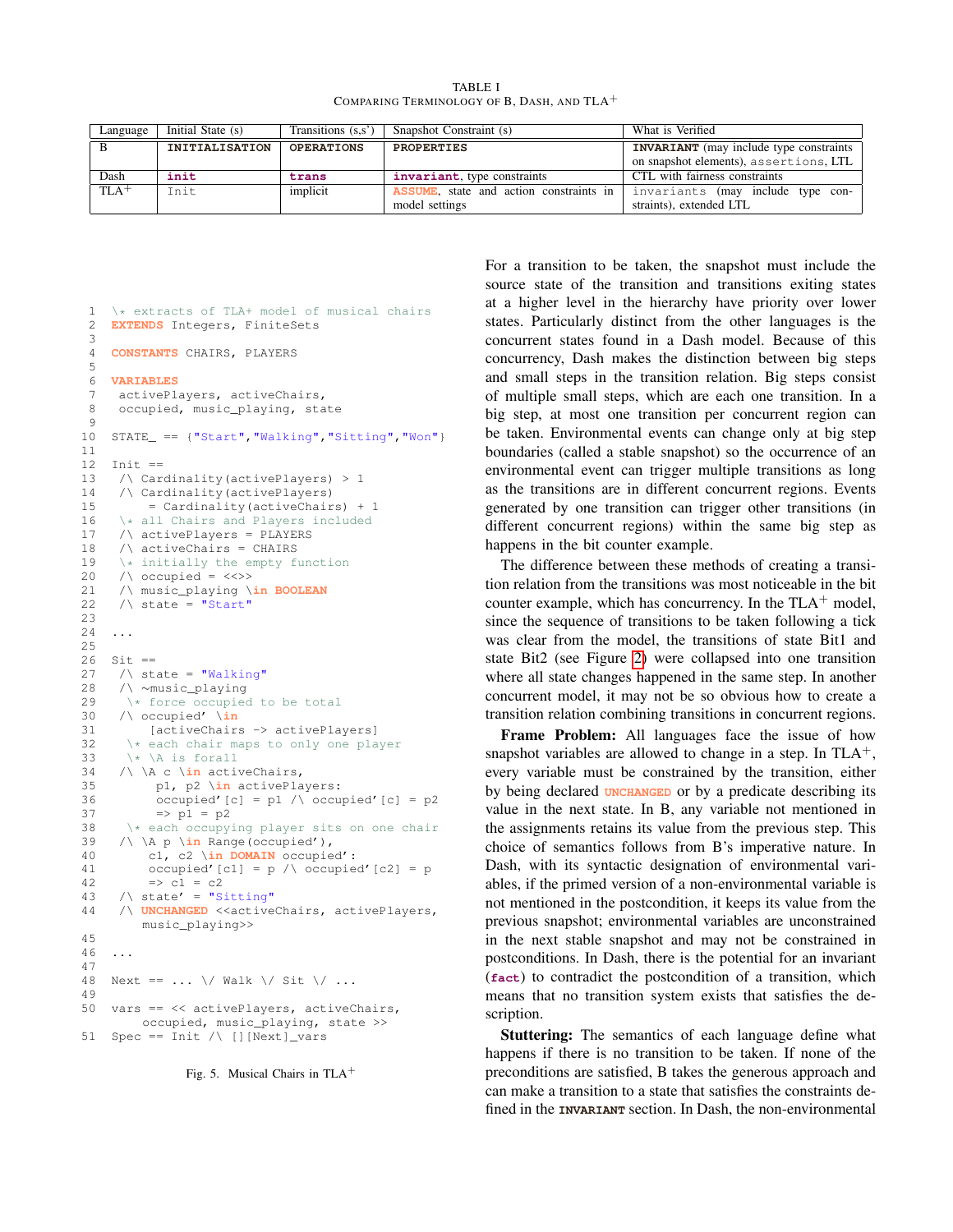TABLE I
COMPARING TERMINOLOGY OF B, DASH, AND TLA+

| Language | Initial State (s) | Transitions (s,s') | Snapshot Constraint (s) | What is Verified |
|---|---|---|---|---|
| B | `INITIALISATION` | `OPERATIONS` | `PROPERTIES` | `INVARIANT` (may include type constraints on snapshot elements), `assertions`, LTL |
| Dash | `init` | `trans` | `invariant`, type constraints | CTL with fairness constraints |
| TLA+ | `Init` | implicit | `ASSUME`, state and action constraints in model settings | `invariants` (may include type constraints), extended LTL |

```
1  \* extracts of TLA+ model of musical chairs
2  EXTENDS Integers, FiniteSets
3
4  CONSTANTS CHAIRS, PLAYERS
5
6  VARIABLES
7   activePlayers, activeChairs,
8   occupied, music_playing, state
9
10 STATE_ == {"Start","Walking","Sitting","Won"}
11
12 Init ==
13  /\ Cardinality(activePlayers) > 1
14  /\ Cardinality(activePlayers)
15       = Cardinality(activeChairs) + 1
16  \* all Chairs and Players included
17  /\ activePlayers = PLAYERS
18  /\ activeChairs = CHAIRS
19  \* initially the empty function
20  /\ occupied = <<>>
21  /\ music_playing \in BOOLEAN
22  /\ state = "Start"
23
24 ...
25
26 Sit ==
27  /\ state = "Walking"
28  /\ ~music_playing
29   \* force occupied to be total
30  /\ occupied' \in
31       [activeChairs -> activePlayers]
32   \* each chair maps to only one player
33   \* \A is forall
34  /\ \A c \in activeChairs,
35        p1, p2 \in activePlayers:
36        occupied'[c] = p1 /\ occupied'[c] = p2
37        => p1 = p2
38   \* each occupying player sits on one chair
39  /\ \A p \in Range(occupied'),
40       c1, c2 \in DOMAIN occupied':
41       occupied'[c1] = p /\ occupied'[c2] = p
42       => c1 = c2
43  /\ state' = "Sitting"
44  /\ UNCHANGED <<activeChairs, activePlayers,
        music_playing>>
45
46 ...
47
48 Next == ... \/ Walk \/ Sit \/ ...
49
50 vars == << activePlayers, activeChairs,
        occupied, music_playing, state >>
51 Spec == Init /\ [][Next]_vars
```

Fig. 5. Musical Chairs in TLA+

For a transition to be taken, the snapshot must include the source state of the transition and transitions exiting states at a higher level in the hierarchy have priority over lower states. Particularly distinct from the other languages is the concurrent states found in a Dash model. Because of this concurrency, Dash makes the distinction between big steps and small steps in the transition relation. Big steps consist of multiple small steps, which are each one transition. In a big step, at most one transition per concurrent region can be taken. Environmental events can change only at big step boundaries (called a stable snapshot) so the occurrence of an environmental event can trigger multiple transitions as long as the transitions are in different concurrent regions. Events generated by one transition can trigger other transitions (in different concurrent regions) within the same big step as happens in the bit counter example.

The difference between these methods of creating a transition relation from the transitions was most noticeable in the bit counter example, which has concurrency. In the TLA+ model, since the sequence of transitions to be taken following a tick was clear from the model, the transitions of state Bit1 and state Bit2 (see Figure 2) were collapsed into one transition where all state changes happened in the same step. In another concurrent model, it may not be so obvious how to create a transition relation combining transitions in concurrent regions.

**Frame Problem:** All languages face the issue of how snapshot variables are allowed to change in a step. In TLA+, every variable must be constrained by the transition, either by being declared `UNCHANGED` or by a predicate describing its value in the next state. In B, any variable not mentioned in the assignments retains its value from the previous step. This choice of semantics follows from B's imperative nature. In Dash, with its syntactic designation of environmental variables, if the primed version of a non-environmental variable is not mentioned in the postcondition, it keeps its value from the previous snapshot; environmental variables are unconstrained in the next stable snapshot and may not be constrained in postconditions. In Dash, there is the potential for an invariant (`fact`) to contradict the postcondition of a transition, which means that no transition system exists that satisfies the description.

**Stuttering:** The semantics of each language define what happens if there is no transition to be taken. If none of the preconditions are satisfied, B takes the generous approach and can make a transition to a state that satisfies the constraints defined in the `INVARIANT` section. In Dash, the non-environmental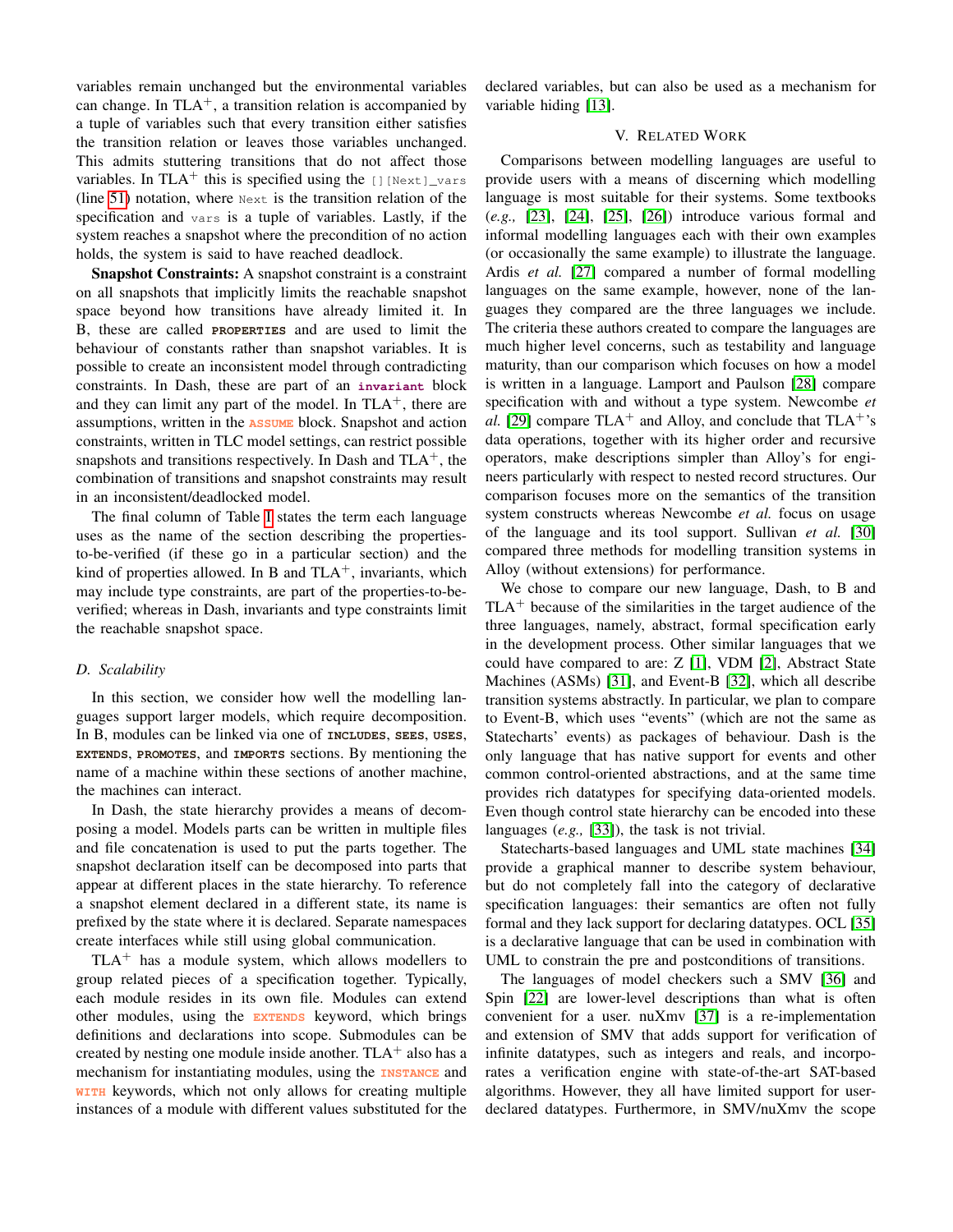variables remain unchanged but the environmental variables can change. In TLA$^+$, a transition relation is accompanied by a tuple of variables such that every transition either satisfies the transition relation or leaves those variables unchanged. This admits stuttering transitions that do not affect those variables. In TLA$^+$ this is specified using the `[][Next]_vars` (line 51) notation, where `Next` is the transition relation of the specification and `vars` is a tuple of variables. Lastly, if the system reaches a snapshot where the precondition of no action holds, the system is said to have reached deadlock.

**Snapshot Constraints:** A snapshot constraint is a constraint on all snapshots that implicitly limits the reachable snapshot space beyond how transitions have already limited it. In B, these are called **PROPERTIES** and are used to limit the behaviour of constants rather than snapshot variables. It is possible to create an inconsistent model through contradicting constraints. In Dash, these are part of an **invariant** block and they can limit any part of the model. In TLA$^+$, there are assumptions, written in the **ASSUME** block. Snapshot and action constraints, written in TLC model settings, can restrict possible snapshots and transitions respectively. In Dash and TLA$^+$, the combination of transitions and snapshot constraints may result in an inconsistent/deadlocked model.

The final column of Table I states the term each language uses as the name of the section describing the properties-to-be-verified (if these go in a particular section) and the kind of properties allowed. In B and TLA$^+$, invariants, which may include type constraints, are part of the properties-to-be-verified; whereas in Dash, invariants and type constraints limit the reachable snapshot space.

### D. Scalability

In this section, we consider how well the modelling languages support larger models, which require decomposition. In B, modules can be linked via one of **INCLUDES**, **SEES**, **USES**, **EXTENDS**, **PROMOTES**, and **IMPORTS** sections. By mentioning the name of a machine within these sections of another machine, the machines can interact.

In Dash, the state hierarchy provides a means of decomposing a model. Models parts can be written in multiple files and file concatenation is used to put the parts together. The snapshot declaration itself can be decomposed into parts that appear at different places in the state hierarchy. To reference a snapshot element declared in a different state, its name is prefixed by the state where it is declared. Separate namespaces create interfaces while still using global communication.

TLA$^+$ has a module system, which allows modellers to group related pieces of a specification together. Typically, each module resides in its own file. Modules can extend other modules, using the **EXTENDS** keyword, which brings definitions and declarations into scope. Submodules can be created by nesting one module inside another. TLA$^+$ also has a mechanism for instantiating modules, using the **INSTANCE** and **WITH** keywords, which not only allows for creating multiple instances of a module with different values substituted for the declared variables, but can also be used as a mechanism for variable hiding [13].

## V. Related Work

Comparisons between modelling languages are useful to provide users with a means of discerning which modelling language is most suitable for their systems. Some textbooks (*e.g.,* [23], [24], [25], [26]) introduce various formal and informal modelling languages each with their own examples (or occasionally the same example) to illustrate the language. Ardis *et al.* [27] compared a number of formal modelling languages on the same example, however, none of the languages they compared are the three languages we include. The criteria these authors created to compare the languages are much higher level concerns, such as testability and language maturity, than our comparison which focuses on how a model is written in a language. Lamport and Paulson [28] compare specification with and without a type system. Newcombe *et al.* [29] compare TLA$^+$ and Alloy, and conclude that TLA$^+$'s data operations, together with its higher order and recursive operators, make descriptions simpler than Alloy's for engineers particularly with respect to nested record structures. Our comparison focuses more on the semantics of the transition system constructs whereas Newcombe *et al.* focus on usage of the language and its tool support. Sullivan *et al.* [30] compared three methods for modelling transition systems in Alloy (without extensions) for performance.

We chose to compare our new language, Dash, to B and TLA$^+$ because of the similarities in the target audience of the three languages, namely, abstract, formal specification early in the development process. Other similar languages that we could have compared to are: Z [1], VDM [2], Abstract State Machines (ASMs) [31], and Event-B [32], which all describe transition systems abstractly. In particular, we plan to compare to Event-B, which uses "events" (which are not the same as Statecharts' events) as packages of behaviour. Dash is the only language that has native support for events and other common control-oriented abstractions, and at the same time provides rich datatypes for specifying data-oriented models. Even though control state hierarchy can be encoded into these languages (*e.g.,* [33]), the task is not trivial.

Statecharts-based languages and UML state machines [34] provide a graphical manner to describe system behaviour, but do not completely fall into the category of declarative specification languages: their semantics are often not fully formal and they lack support for declaring datatypes. OCL [35] is a declarative language that can be used in combination with UML to constrain the pre and postconditions of transitions.

The languages of model checkers such a SMV [36] and Spin [22] are lower-level descriptions than what is often convenient for a user. nuXmv [37] is a re-implementation and extension of SMV that adds support for verification of infinite datatypes, such as integers and reals, and incorporates a verification engine with state-of-the-art SAT-based algorithms. However, they all have limited support for user-declared datatypes. Furthermore, in SMV/nuXmv the scope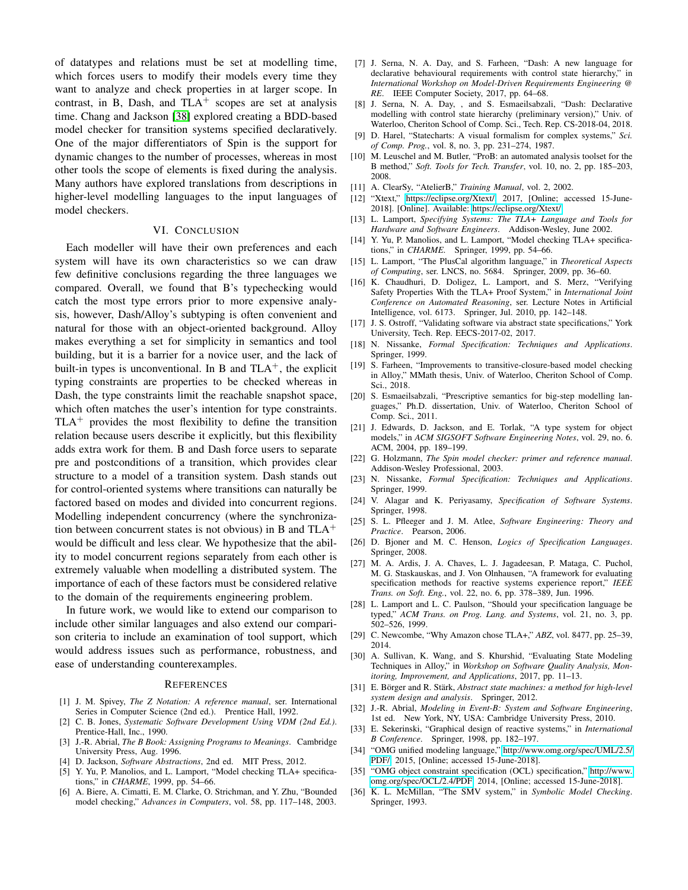of datatypes and relations must be set at modelling time, which forces users to modify their models every time they want to analyze and check properties in at larger scope. In contrast, in B, Dash, and TLA$^+$ scopes are set at analysis time. Chang and Jackson [38] explored creating a BDD-based model checker for transition systems specified declaratively. One of the major differentiators of Spin is the support for dynamic changes to the number of processes, whereas in most other tools the scope of elements is fixed during the analysis. Many authors have explored translations from descriptions in higher-level modelling languages to the input languages of model checkers.

## VI. Conclusion

Each modeller will have their own preferences and each system will have its own characteristics so we can draw few definitive conclusions regarding the three languages we compared. Overall, we found that B's typechecking would catch the most type errors prior to more expensive analysis, however, Dash/Alloy's subtyping is often convenient and natural for those with an object-oriented background. Alloy makes everything a set for simplicity in semantics and tool building, but it is a barrier for a novice user, and the lack of built-in types is unconventional. In B and TLA$^+$, the explicit typing constraints are properties to be checked whereas in Dash, the type constraints limit the reachable snapshot space, which often matches the user's intention for type constraints. TLA$^+$ provides the most flexibility to define the transition relation because users describe it explicitly, but this flexibility adds extra work for them. B and Dash force users to separate pre and postconditions of a transition, which provides clear structure to a model of a transition system. Dash stands out for control-oriented systems where transitions can naturally be factored based on modes and divided into concurrent regions. Modelling independent concurrency (where the synchronization between concurrent states is not obvious) in B and TLA$^+$ would be difficult and less clear. We hypothesize that the ability to model concurrent regions separately from each other is extremely valuable when modelling a distributed system. The importance of each of these factors must be considered relative to the domain of the requirements engineering problem.

In future work, we would like to extend our comparison to include other similar languages and also extend our comparison criteria to include an examination of tool support, which would address issues such as performance, robustness, and ease of understanding counterexamples.

## References

[1] J. M. Spivey, *The Z Notation: A reference manual*, ser. International Series in Computer Science (2nd ed.). Prentice Hall, 1992.

[2] C. B. Jones, *Systematic Software Development Using VDM (2nd Ed.)*. Prentice-Hall, Inc., 1990.

[3] J.-R. Abrial, *The B Book: Assigning Programs to Meanings*. Cambridge University Press, Aug. 1996.

[4] D. Jackson, *Software Abstractions*, 2nd ed. MIT Press, 2012.

[5] Y. Yu, P. Manolios, and L. Lamport, "Model checking TLA+ specifications," in *CHARME*, 1999, pp. 54–66.

[6] A. Biere, A. Cimatti, E. M. Clarke, O. Strichman, and Y. Zhu, "Bounded model checking," *Advances in Computers*, vol. 58, pp. 117–148, 2003.

[7] J. Serna, N. A. Day, and S. Farheen, "Dash: A new language for declarative behavioural requirements with control state hierarchy," in *International Workshop on Model-Driven Requirements Engineering @ RE*. IEEE Computer Society, 2017, pp. 64–68.

[8] J. Serna, N. A. Day, , and S. Esmaeilsabzali, "Dash: Declarative modelling with control state hierarchy (preliminary version)," Univ. of Waterloo, Cheriton School of Comp. Sci., Tech. Rep. CS-2018-04, 2018.

[9] D. Harel, "Statecharts: A visual formalism for complex systems," *Sci. of Comp. Prog.*, vol. 8, no. 3, pp. 231–274, 1987.

[10] M. Leuschel and M. Butler, "ProB: an automated analysis toolset for the B method," *Soft. Tools for Tech. Transfer*, vol. 10, no. 2, pp. 185–203, 2008.

[11] A. ClearSy, "AtelierB," *Training Manual*, vol. 2, 2002.

[12] "Xtext," https://eclipse.org/Xtext/, 2017, [Online; accessed 15-June-2018]. [Online]. Available: https://eclipse.org/Xtext/

[13] L. Lamport, *Specifying Systems: The TLA+ Language and Tools for Hardware and Software Engineers*. Addison-Wesley, June 2002.

[14] Y. Yu, P. Manolios, and L. Lamport, "Model checking TLA+ specifications," in *CHARME*. Springer, 1999, pp. 54–66.

[15] L. Lamport, "The PlusCal algorithm language," in *Theoretical Aspects of Computing*, ser. LNCS, no. 5684. Springer, 2009, pp. 36–60.

[16] K. Chaudhuri, D. Doligez, L. Lamport, and S. Merz, "Verifying Safety Properties With the TLA+ Proof System," in *International Joint Conference on Automated Reasoning*, ser. Lecture Notes in Artificial Intelligence, vol. 6173. Springer, Jul. 2010, pp. 142–148.

[17] J. S. Ostroff, "Validating software via abstract state specifications," York University, Tech. Rep. EECS-2017-02, 2017.

[18] N. Nissanke, *Formal Specification: Techniques and Applications*. Springer, 1999.

[19] S. Farheen, "Improvements to transitive-closure-based model checking in Alloy," MMath thesis, Univ. of Waterloo, Cheriton School of Comp. Sci., 2018.

[20] S. Esmaeilsabzali, "Prescriptive semantics for big-step modelling languages," Ph.D. dissertation, Univ. of Waterloo, Cheriton School of Comp. Sci., 2011.

[21] J. Edwards, D. Jackson, and E. Torlak, "A type system for object models," in *ACM SIGSOFT Software Engineering Notes*, vol. 29, no. 6. ACM, 2004, pp. 189–199.

[22] G. Holzmann, *The Spin model checker: primer and reference manual*. Addison-Wesley Professional, 2003.

[23] N. Nissanke, *Formal Specification: Techniques and Applications*. Springer, 1999.

[24] V. Alagar and K. Periyasamy, *Specification of Software Systems*. Springer, 1998.

[25] S. L. Pfleeger and J. M. Atlee, *Software Engineering: Theory and Practice*. Pearson, 2006.

[26] D. Bjoner and M. C. Henson, *Logics of Specification Languages*. Springer, 2008.

[27] M. A. Ardis, J. A. Chaves, L. J. Jagadeesan, P. Mataga, C. Puchol, M. G. Staskauskas, and J. Von Olnhausen, "A framework for evaluating specification methods for reactive systems experience report," *IEEE Trans. on Soft. Eng.*, vol. 22, no. 6, pp. 378–389, Jun. 1996.

[28] L. Lamport and L. C. Paulson, "Should your specification language be typed," *ACM Trans. on Prog. Lang. and Systems*, vol. 21, no. 3, pp. 502–526, 1999.

[29] C. Newcombe, "Why Amazon chose TLA+," *ABZ*, vol. 8477, pp. 25–39, 2014.

[30] A. Sullivan, K. Wang, and S. Khurshid, "Evaluating State Modeling Techniques in Alloy," in *Workshop on Software Quality Analysis, Monitoring, Improvement, and Applications*, 2017, pp. 11–13.

[31] E. Börger and R. Stärk, *Abstract state machines: a method for high-level system design and analysis*. Springer, 2012.

[32] J.-R. Abrial, *Modeling in Event-B: System and Software Engineering*, 1st ed. New York, NY, USA: Cambridge University Press, 2010.

[33] E. Sekerinski, "Graphical design of reactive systems," in *International B Conference*. Springer, 1998, pp. 182–197.

[34] "OMG unified modeling language," http://www.omg.org/spec/UML/2.5/PDF/, 2015, [Online; accessed 15-June-2018].

[35] "OMG object constraint specification (OCL) specification," http://www.omg.org/spec/OCL/2.4/PDF, 2014, [Online; accessed 15-June-2018].

[36] K. L. McMillan, "The SMV system," in *Symbolic Model Checking*. Springer, 1993.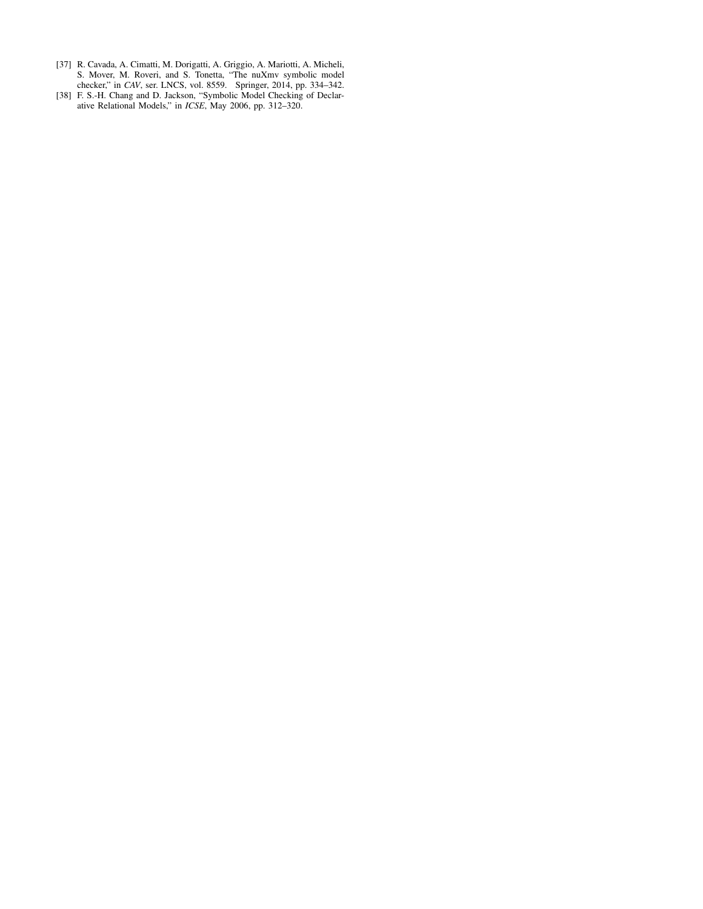[37] R. Cavada, A. Cimatti, M. Dorigatti, A. Griggio, A. Mariotti, A. Micheli, S. Mover, M. Roveri, and S. Tonetta, "The nuXmv symbolic model checker," in *CAV*, ser. LNCS, vol. 8559. Springer, 2014, pp. 334–342.

[38] F. S.-H. Chang and D. Jackson, "Symbolic Model Checking of Declarative Relational Models," in *ICSE*, May 2006, pp. 312–320.